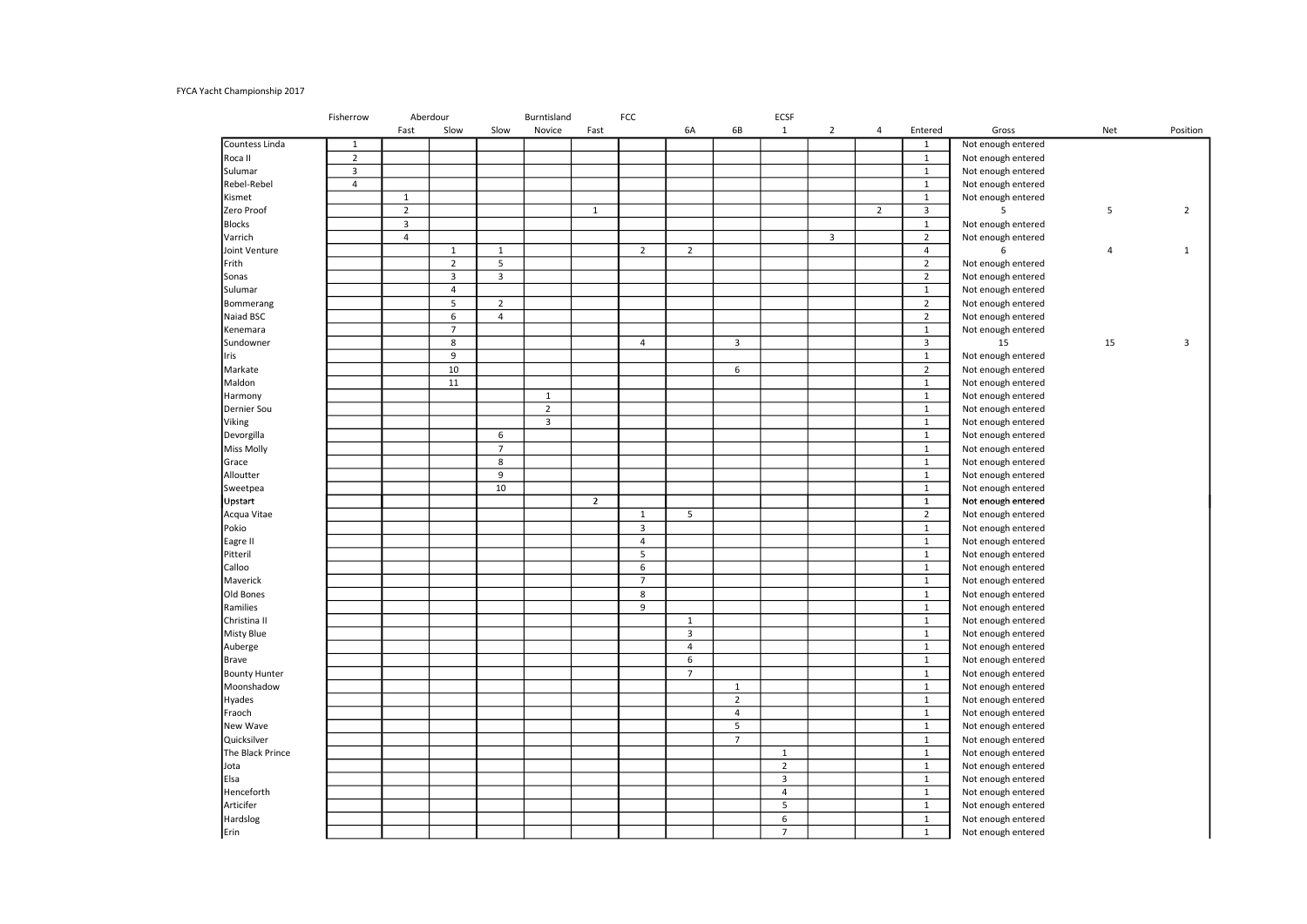FYCA Yacht Championship 2017

| | Fisherrow | Aberdour | | Burntisland | | | FCC | | | ECSF | | | | | | |
|---|---|---|---|---|---|---|---|---|---|---|---|---|---|---|---|---|
| | | Fast | Slow | Slow | Novice | Fast | | 6A | 6B | 1 | 2 | 4 | Entered | Gross | Net | Position |
| Countess Linda | 1 | | | | | | | | | | | | 1 | Not enough entered | | |
| Roca II | 2 | | | | | | | | | | | | 1 | Not enough entered | | |
| Sulumar | 3 | | | | | | | | | | | | 1 | Not enough entered | | |
| Rebel-Rebel | 4 | | | | | | | | | | | | 1 | Not enough entered | | |
| Kismet | | 1 | | | | | | | | | | | 1 | Not enough entered | | |
| Zero Proof | | 2 | | | | 1 | | | | | | 2 | 3 | 5 | 5 | 2 |
| Blocks | | 3 | | | | | | | | | | | 1 | Not enough entered | | |
| Varrich | | 4 | | | | | | | | | 3 | | 2 | Not enough entered | | |
| Joint Venture | | | 1 | 1 | | | 2 | 2 | | | | | 4 | 6 | 4 | 1 |
| Frith | | | 2 | 5 | | | | | | | | | 2 | Not enough entered | | |
| Sonas | | | 3 | 3 | | | | | | | | | 2 | Not enough entered | | |
| Sulumar | | | 4 | | | | | | | | | | 1 | Not enough entered | | |
| Bommerang | | | 5 | 2 | | | | | | | | | 2 | Not enough entered | | |
| Naiad BSC | | | 6 | 4 | | | | | | | | | 2 | Not enough entered | | |
| Kenemara | | | 7 | | | | | | | | | | 1 | Not enough entered | | |
| Sundowner | | | 8 | | | | 4 | | 3 | | | | 3 | 15 | 15 | 3 |
| Iris | | | 9 | | | | | | | | | | 1 | Not enough entered | | |
| Markate | | | 10 | | | | | | 6 | | | | 2 | Not enough entered | | |
| Maldon | | | 11 | | | | | | | | | | 1 | Not enough entered | | |
| Harmony | | | | | 1 | | | | | | | | 1 | Not enough entered | | |
| Dernier Sou | | | | | 2 | | | | | | | | 1 | Not enough entered | | |
| Viking | | | | | 3 | | | | | | | | 1 | Not enough entered | | |
| Devorgilla | | | | 6 | | | | | | | | | 1 | Not enough entered | | |
| Miss Molly | | | | 7 | | | | | | | | | 1 | Not enough entered | | |
| Grace | | | | 8 | | | | | | | | | 1 | Not enough entered | | |
| Alloutter | | | | 9 | | | | | | | | | 1 | Not enough entered | | |
| Sweetpea | | | | 10 | | | | | | | | | 1 | Not enough entered | | |
| Upstart | | | | | | 2 | | | | | | | 1 | Not enough entered | | |
| Acqua Vitae | | | | | | | 1 | 5 | | | | | 2 | Not enough entered | | |
| Pokio | | | | | | | 3 | | | | | | 1 | Not enough entered | | |
| Eagre II | | | | | | | 4 | | | | | | 1 | Not enough entered | | |
| Pitteril | | | | | | | 5 | | | | | | 1 | Not enough entered | | |
| Calloo | | | | | | | 6 | | | | | | 1 | Not enough entered | | |
| Maverick | | | | | | | 7 | | | | | | 1 | Not enough entered | | |
| Old Bones | | | | | | | 8 | | | | | | 1 | Not enough entered | | |
| Ramilies | | | | | | | 9 | | | | | | 1 | Not enough entered | | |
| Christina II | | | | | | | | 1 | | | | | 1 | Not enough entered | | |
| Misty Blue | | | | | | | | 3 | | | | | 1 | Not enough entered | | |
| Auberge | | | | | | | | 4 | | | | | 1 | Not enough entered | | |
| Brave | | | | | | | | 6 | | | | | 1 | Not enough entered | | |
| Bounty Hunter | | | | | | | | 7 | | | | | 1 | Not enough entered | | |
| Moonshadow | | | | | | | | | 1 | | | | 1 | Not enough entered | | |
| Hyades | | | | | | | | | 2 | | | | 1 | Not enough entered | | |
| Fraoch | | | | | | | | | 4 | | | | 1 | Not enough entered | | |
| New Wave | | | | | | | | | 5 | | | | 1 | Not enough entered | | |
| Quicksilver | | | | | | | | | 7 | | | | 1 | Not enough entered | | |
| The Black Prince | | | | | | | | | | 1 | | | 1 | Not enough entered | | |
| Jota | | | | | | | | | | 2 | | | 1 | Not enough entered | | |
| Elsa | | | | | | | | | | 3 | | | 1 | Not enough entered | | |
| Henceforth | | | | | | | | | | 4 | | | 1 | Not enough entered | | |
| Articifer | | | | | | | | | | 5 | | | 1 | Not enough entered | | |
| Hardslog | | | | | | | | | | 6 | | | 1 | Not enough entered | | |
| Erin | | | | | | | | | | 7 | | | 1 | Not enough entered | | |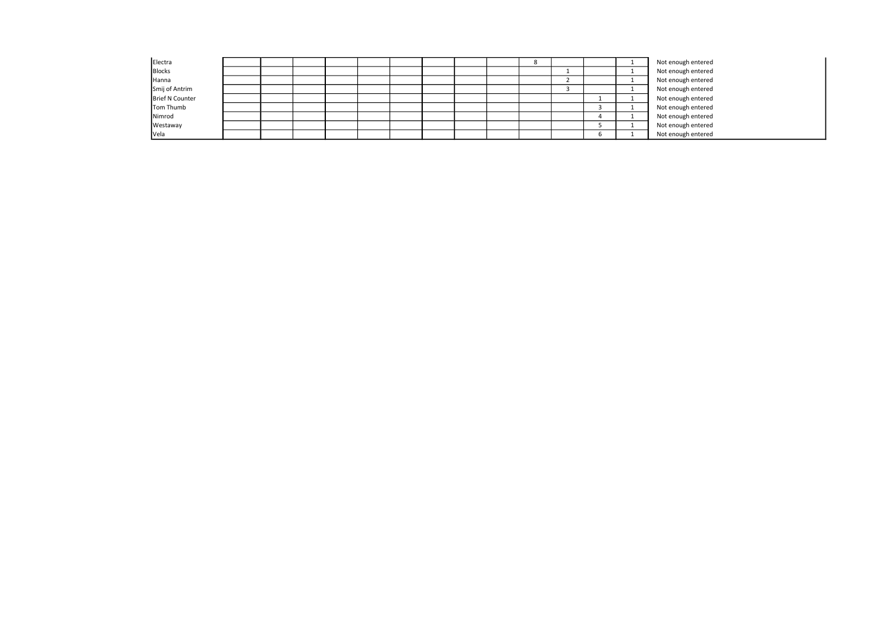| | | | | | | | | | | | | | | |
|---|---|---|---|---|---|---|---|---|---|---|---|---|---|---|
| Electra | | | | | | | | | | 8 | | | 1 | Not enough entered |
| Blocks | | | | | | | | | | | 1 | | 1 | Not enough entered |
| Hanna | | | | | | | | | | | 2 | | 1 | Not enough entered |
| Smij of Antrim | | | | | | | | | | | 3 | | 1 | Not enough entered |
| Brief N Counter | | | | | | | | | | | | 1 | 1 | Not enough entered |
| Tom Thumb | | | | | | | | | | | | 3 | 1 | Not enough entered |
| Nimrod | | | | | | | | | | | | 4 | 1 | Not enough entered |
| Westaway | | | | | | | | | | | | 5 | 1 | Not enough entered |
| Vela | | | | | | | | | | | | 6 | 1 | Not enough entered |